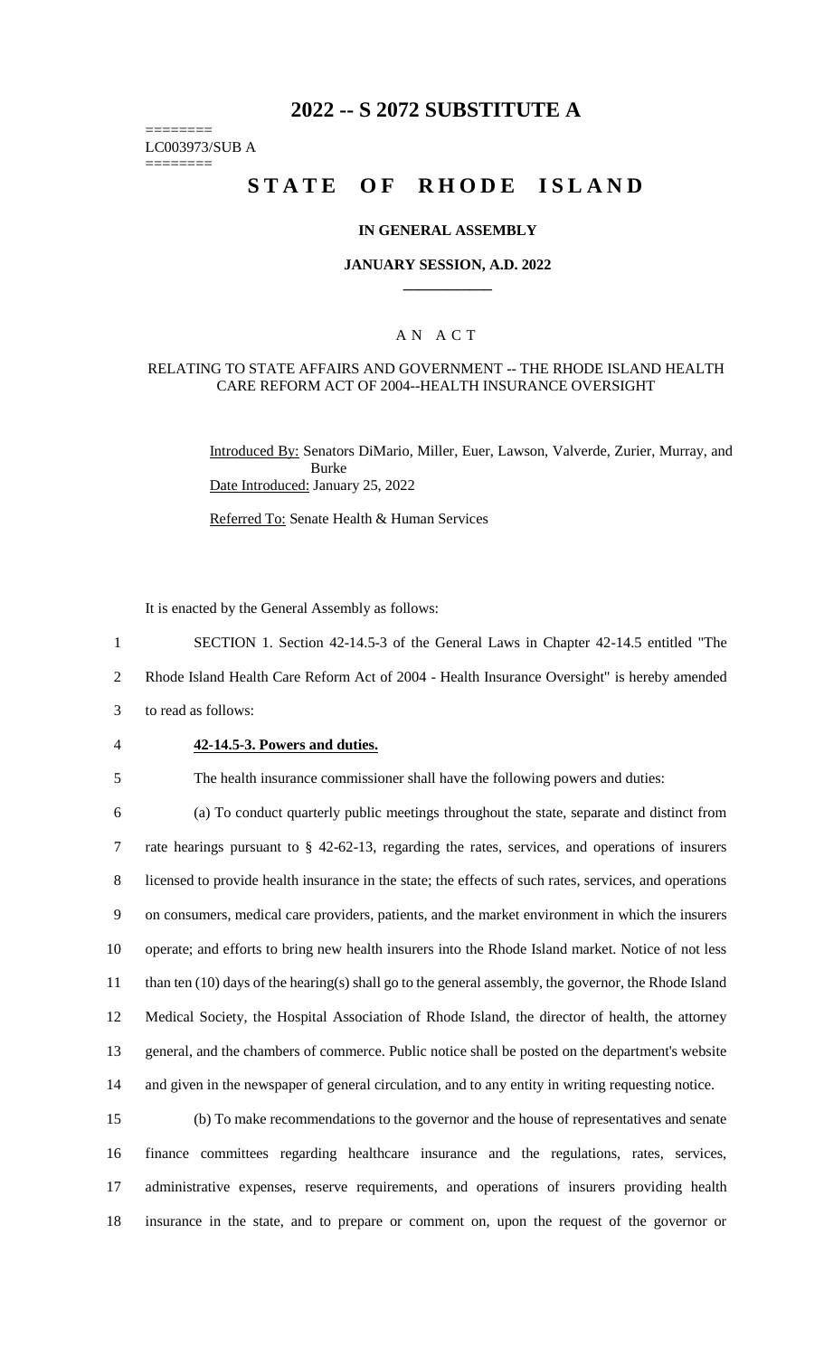# 2022 -- S 2072 SUBSTITUTE A

========
LC003973/SUB A
========

# STATE OF RHODE ISLAND

### IN GENERAL ASSEMBLY

### JANUARY SESSION, A.D. 2022

____________

### A N A C T

### RELATING TO STATE AFFAIRS AND GOVERNMENT -- THE RHODE ISLAND HEALTH CARE REFORM ACT OF 2004--HEALTH INSURANCE OVERSIGHT

Introduced By: Senators DiMario, Miller, Euer, Lawson, Valverde, Zurier, Murray, and Burke

Date Introduced: January 25, 2022

Referred To: Senate Health & Human Services

It is enacted by the General Assembly as follows:

1 SECTION 1. Section 42-14.5-3 of the General Laws in Chapter 42-14.5 entitled "The
2 Rhode Island Health Care Reform Act of 2004 - Health Insurance Oversight" is hereby amended
3 to read as follows:

4 **42-14.5-3. Powers and duties.**

5 The health insurance commissioner shall have the following powers and duties:

6 (a) To conduct quarterly public meetings throughout the state, separate and distinct from
7 rate hearings pursuant to § 42-62-13, regarding the rates, services, and operations of insurers
8 licensed to provide health insurance in the state; the effects of such rates, services, and operations
9 on consumers, medical care providers, patients, and the market environment in which the insurers
10 operate; and efforts to bring new health insurers into the Rhode Island market. Notice of not less
11 than ten (10) days of the hearing(s) shall go to the general assembly, the governor, the Rhode Island
12 Medical Society, the Hospital Association of Rhode Island, the director of health, the attorney
13 general, and the chambers of commerce. Public notice shall be posted on the department's website
14 and given in the newspaper of general circulation, and to any entity in writing requesting notice.

15 (b) To make recommendations to the governor and the house of representatives and senate
16 finance committees regarding healthcare insurance and the regulations, rates, services,
17 administrative expenses, reserve requirements, and operations of insurers providing health
18 insurance in the state, and to prepare or comment on, upon the request of the governor or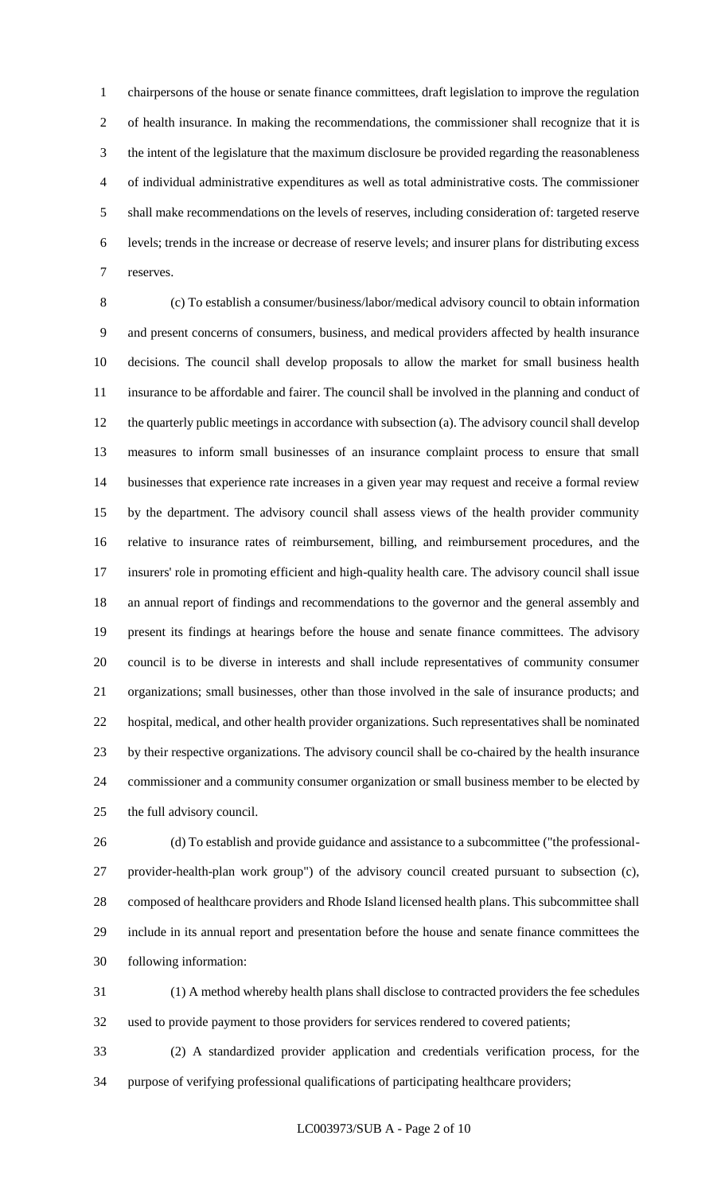chairpersons of the house or senate finance committees, draft legislation to improve the regulation of health insurance. In making the recommendations, the commissioner shall recognize that it is the intent of the legislature that the maximum disclosure be provided regarding the reasonableness of individual administrative expenditures as well as total administrative costs. The commissioner shall make recommendations on the levels of reserves, including consideration of: targeted reserve levels; trends in the increase or decrease of reserve levels; and insurer plans for distributing excess reserves.

(c) To establish a consumer/business/labor/medical advisory council to obtain information and present concerns of consumers, business, and medical providers affected by health insurance decisions. The council shall develop proposals to allow the market for small business health insurance to be affordable and fairer. The council shall be involved in the planning and conduct of the quarterly public meetings in accordance with subsection (a). The advisory council shall develop measures to inform small businesses of an insurance complaint process to ensure that small businesses that experience rate increases in a given year may request and receive a formal review by the department. The advisory council shall assess views of the health provider community relative to insurance rates of reimbursement, billing, and reimbursement procedures, and the insurers' role in promoting efficient and high-quality health care. The advisory council shall issue an annual report of findings and recommendations to the governor and the general assembly and present its findings at hearings before the house and senate finance committees. The advisory council is to be diverse in interests and shall include representatives of community consumer organizations; small businesses, other than those involved in the sale of insurance products; and hospital, medical, and other health provider organizations. Such representatives shall be nominated by their respective organizations. The advisory council shall be co-chaired by the health insurance commissioner and a community consumer organization or small business member to be elected by the full advisory council.

(d) To establish and provide guidance and assistance to a subcommittee ("the professional-provider-health-plan work group") of the advisory council created pursuant to subsection (c), composed of healthcare providers and Rhode Island licensed health plans. This subcommittee shall include in its annual report and presentation before the house and senate finance committees the following information:

(1) A method whereby health plans shall disclose to contracted providers the fee schedules used to provide payment to those providers for services rendered to covered patients;

(2) A standardized provider application and credentials verification process, for the purpose of verifying professional qualifications of participating healthcare providers;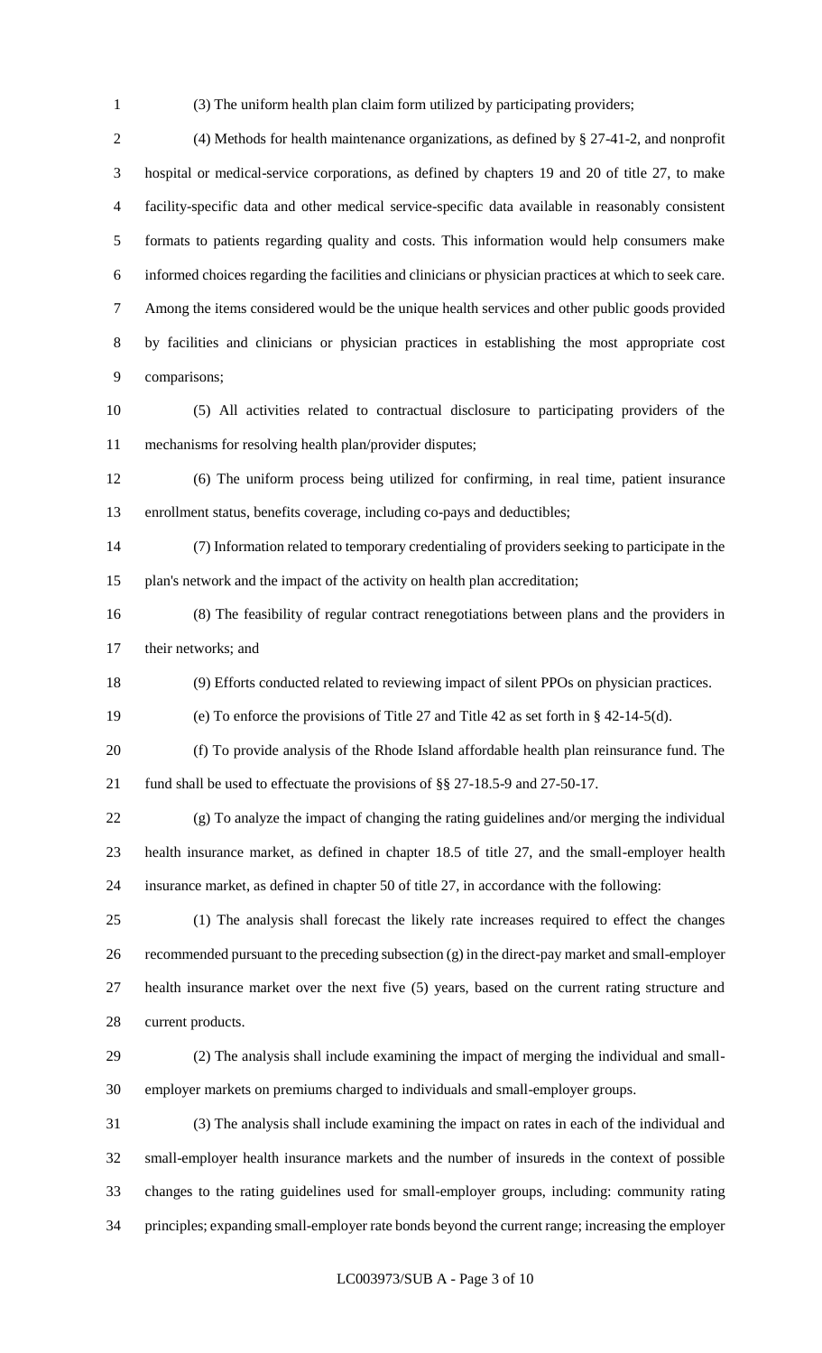(3) The uniform health plan claim form utilized by participating providers;

(4) Methods for health maintenance organizations, as defined by § 27-41-2, and nonprofit hospital or medical-service corporations, as defined by chapters 19 and 20 of title 27, to make facility-specific data and other medical service-specific data available in reasonably consistent formats to patients regarding quality and costs. This information would help consumers make informed choices regarding the facilities and clinicians or physician practices at which to seek care. Among the items considered would be the unique health services and other public goods provided by facilities and clinicians or physician practices in establishing the most appropriate cost comparisons;

(5) All activities related to contractual disclosure to participating providers of the mechanisms for resolving health plan/provider disputes;

(6) The uniform process being utilized for confirming, in real time, patient insurance enrollment status, benefits coverage, including co-pays and deductibles;

(7) Information related to temporary credentialing of providers seeking to participate in the plan's network and the impact of the activity on health plan accreditation;

(8) The feasibility of regular contract renegotiations between plans and the providers in their networks; and

(9) Efforts conducted related to reviewing impact of silent PPOs on physician practices.

(e) To enforce the provisions of Title 27 and Title 42 as set forth in § 42-14-5(d).

(f) To provide analysis of the Rhode Island affordable health plan reinsurance fund. The fund shall be used to effectuate the provisions of §§ 27-18.5-9 and 27-50-17.

(g) To analyze the impact of changing the rating guidelines and/or merging the individual health insurance market, as defined in chapter 18.5 of title 27, and the small-employer health insurance market, as defined in chapter 50 of title 27, in accordance with the following:

(1) The analysis shall forecast the likely rate increases required to effect the changes recommended pursuant to the preceding subsection (g) in the direct-pay market and small-employer health insurance market over the next five (5) years, based on the current rating structure and current products.

(2) The analysis shall include examining the impact of merging the individual and small-employer markets on premiums charged to individuals and small-employer groups.

(3) The analysis shall include examining the impact on rates in each of the individual and small-employer health insurance markets and the number of insureds in the context of possible changes to the rating guidelines used for small-employer groups, including: community rating principles; expanding small-employer rate bonds beyond the current range; increasing the employer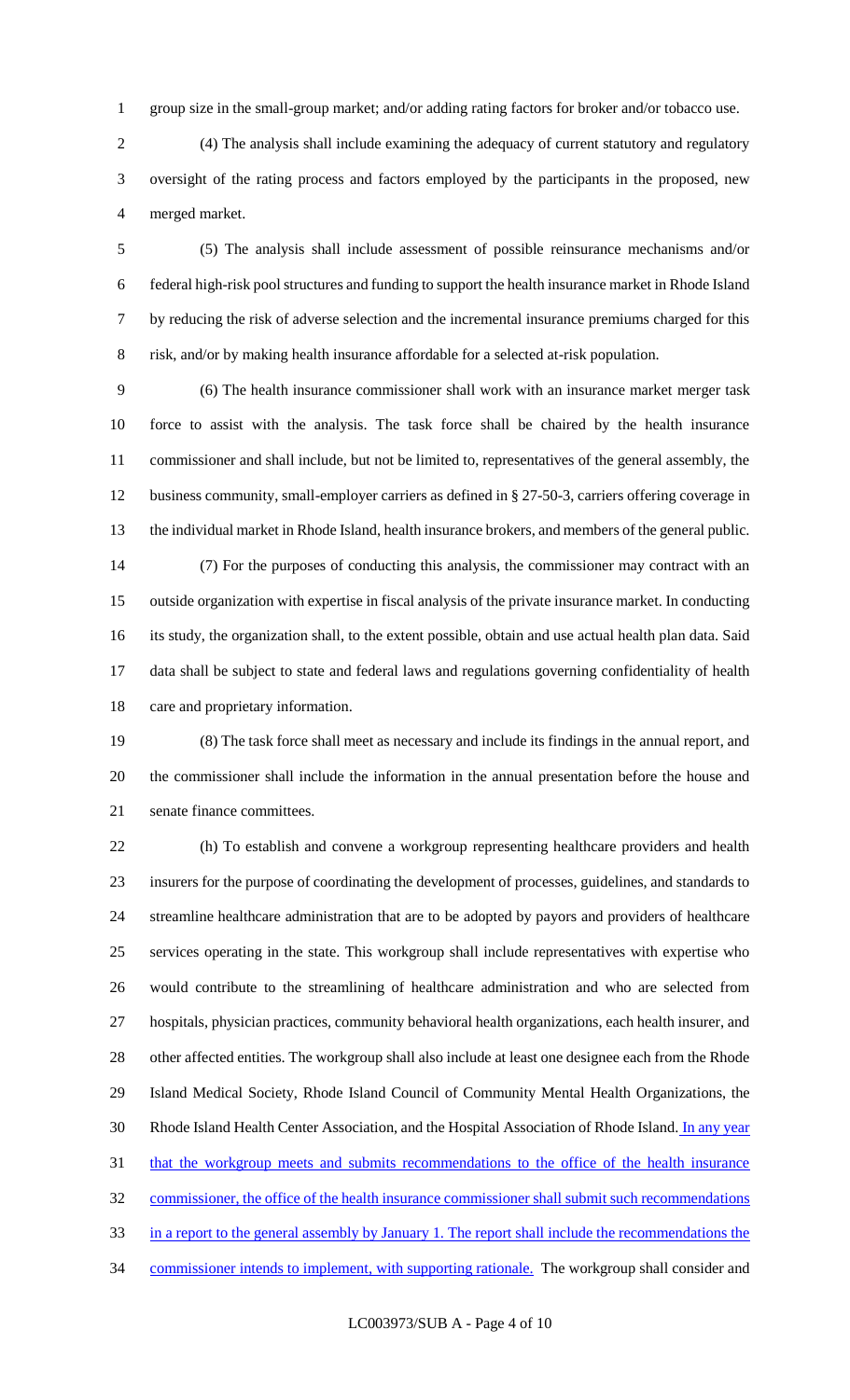group size in the small-group market; and/or adding rating factors for broker and/or tobacco use.

(4) The analysis shall include examining the adequacy of current statutory and regulatory oversight of the rating process and factors employed by the participants in the proposed, new merged market.

(5) The analysis shall include assessment of possible reinsurance mechanisms and/or federal high-risk pool structures and funding to support the health insurance market in Rhode Island by reducing the risk of adverse selection and the incremental insurance premiums charged for this risk, and/or by making health insurance affordable for a selected at-risk population.

(6) The health insurance commissioner shall work with an insurance market merger task force to assist with the analysis. The task force shall be chaired by the health insurance commissioner and shall include, but not be limited to, representatives of the general assembly, the business community, small-employer carriers as defined in § 27-50-3, carriers offering coverage in the individual market in Rhode Island, health insurance brokers, and members of the general public.

(7) For the purposes of conducting this analysis, the commissioner may contract with an outside organization with expertise in fiscal analysis of the private insurance market. In conducting its study, the organization shall, to the extent possible, obtain and use actual health plan data. Said data shall be subject to state and federal laws and regulations governing confidentiality of health care and proprietary information.

(8) The task force shall meet as necessary and include its findings in the annual report, and the commissioner shall include the information in the annual presentation before the house and senate finance committees.

(h) To establish and convene a workgroup representing healthcare providers and health insurers for the purpose of coordinating the development of processes, guidelines, and standards to streamline healthcare administration that are to be adopted by payors and providers of healthcare services operating in the state. This workgroup shall include representatives with expertise who would contribute to the streamlining of healthcare administration and who are selected from hospitals, physician practices, community behavioral health organizations, each health insurer, and other affected entities. The workgroup shall also include at least one designee each from the Rhode Island Medical Society, Rhode Island Council of Community Mental Health Organizations, the Rhode Island Health Center Association, and the Hospital Association of Rhode Island. In any year that the workgroup meets and submits recommendations to the office of the health insurance commissioner, the office of the health insurance commissioner shall submit such recommendations in a report to the general assembly by January 1. The report shall include the recommendations the commissioner intends to implement, with supporting rationale. The workgroup shall consider and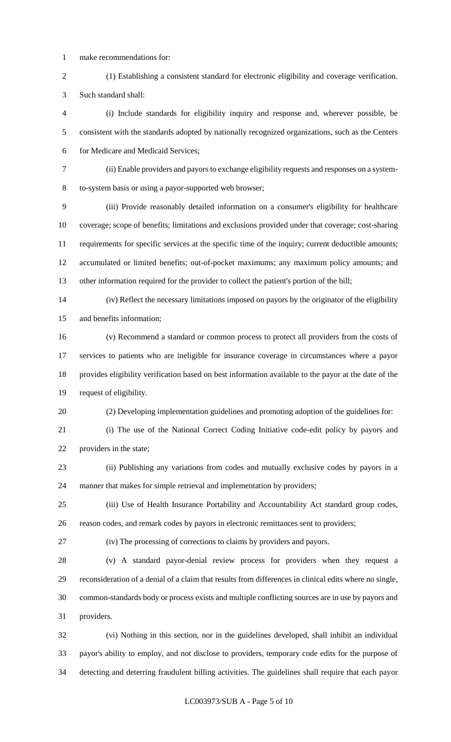make recommendations for:

(1) Establishing a consistent standard for electronic eligibility and coverage verification. Such standard shall:

(i) Include standards for eligibility inquiry and response and, wherever possible, be consistent with the standards adopted by nationally recognized organizations, such as the Centers for Medicare and Medicaid Services;

(ii) Enable providers and payors to exchange eligibility requests and responses on a system-to-system basis or using a payor-supported web browser;

(iii) Provide reasonably detailed information on a consumer's eligibility for healthcare coverage; scope of benefits; limitations and exclusions provided under that coverage; cost-sharing requirements for specific services at the specific time of the inquiry; current deductible amounts; accumulated or limited benefits; out-of-pocket maximums; any maximum policy amounts; and other information required for the provider to collect the patient's portion of the bill;

(iv) Reflect the necessary limitations imposed on payors by the originator of the eligibility and benefits information;

(v) Recommend a standard or common process to protect all providers from the costs of services to patients who are ineligible for insurance coverage in circumstances where a payor provides eligibility verification based on best information available to the payor at the date of the request of eligibility.

(2) Developing implementation guidelines and promoting adoption of the guidelines for:

(i) The use of the National Correct Coding Initiative code-edit policy by payors and providers in the state;

(ii) Publishing any variations from codes and mutually exclusive codes by payors in a manner that makes for simple retrieval and implementation by providers;

(iii) Use of Health Insurance Portability and Accountability Act standard group codes, reason codes, and remark codes by payors in electronic remittances sent to providers;

(iv) The processing of corrections to claims by providers and payors.

(v) A standard payor-denial review process for providers when they request a reconsideration of a denial of a claim that results from differences in clinical edits where no single, common-standards body or process exists and multiple conflicting sources are in use by payors and providers.

(vi) Nothing in this section, nor in the guidelines developed, shall inhibit an individual payor's ability to employ, and not disclose to providers, temporary code edits for the purpose of detecting and deterring fraudulent billing activities. The guidelines shall require that each payor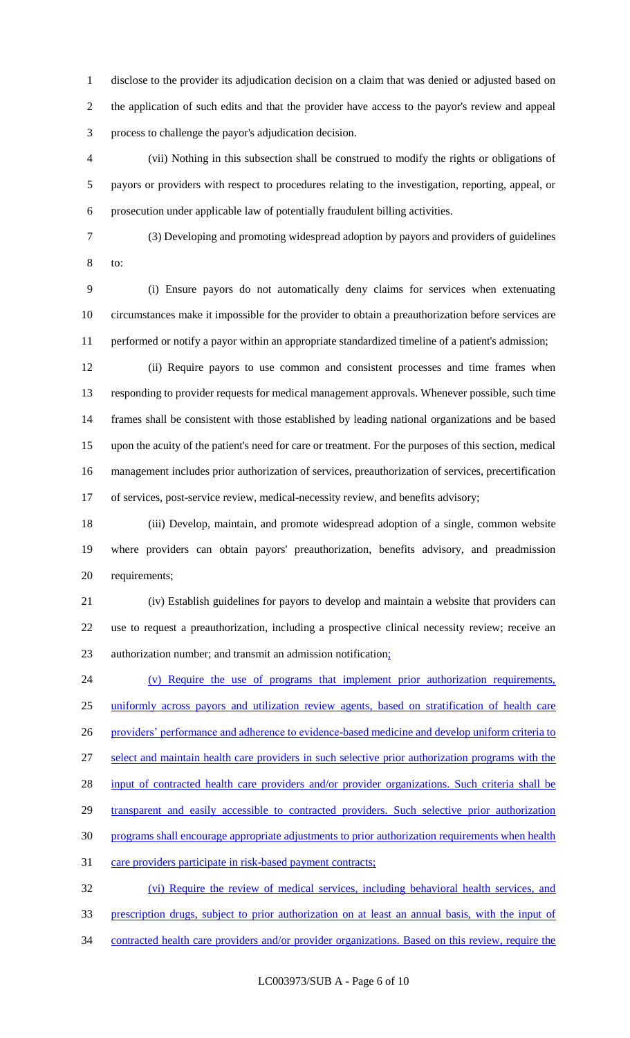disclose to the provider its adjudication decision on a claim that was denied or adjusted based on the application of such edits and that the provider have access to the payor's review and appeal process to challenge the payor's adjudication decision.

(vii) Nothing in this subsection shall be construed to modify the rights or obligations of payors or providers with respect to procedures relating to the investigation, reporting, appeal, or prosecution under applicable law of potentially fraudulent billing activities.

(3) Developing and promoting widespread adoption by payors and providers of guidelines to:

(i) Ensure payors do not automatically deny claims for services when extenuating circumstances make it impossible for the provider to obtain a preauthorization before services are performed or notify a payor within an appropriate standardized timeline of a patient's admission;

(ii) Require payors to use common and consistent processes and time frames when responding to provider requests for medical management approvals. Whenever possible, such time frames shall be consistent with those established by leading national organizations and be based upon the acuity of the patient's need for care or treatment. For the purposes of this section, medical management includes prior authorization of services, preauthorization of services, precertification of services, post-service review, medical-necessity review, and benefits advisory;

(iii) Develop, maintain, and promote widespread adoption of a single, common website where providers can obtain payors' preauthorization, benefits advisory, and preadmission requirements;

(iv) Establish guidelines for payors to develop and maintain a website that providers can use to request a preauthorization, including a prospective clinical necessity review; receive an authorization number; and transmit an admission notification;

(v) Require the use of programs that implement prior authorization requirements, uniformly across payors and utilization review agents, based on stratification of health care providers' performance and adherence to evidence-based medicine and develop uniform criteria to select and maintain health care providers in such selective prior authorization programs with the input of contracted health care providers and/or provider organizations. Such criteria shall be transparent and easily accessible to contracted providers. Such selective prior authorization programs shall encourage appropriate adjustments to prior authorization requirements when health care providers participate in risk-based payment contracts;

(vi) Require the review of medical services, including behavioral health services, and prescription drugs, subject to prior authorization on at least an annual basis, with the input of contracted health care providers and/or provider organizations. Based on this review, require the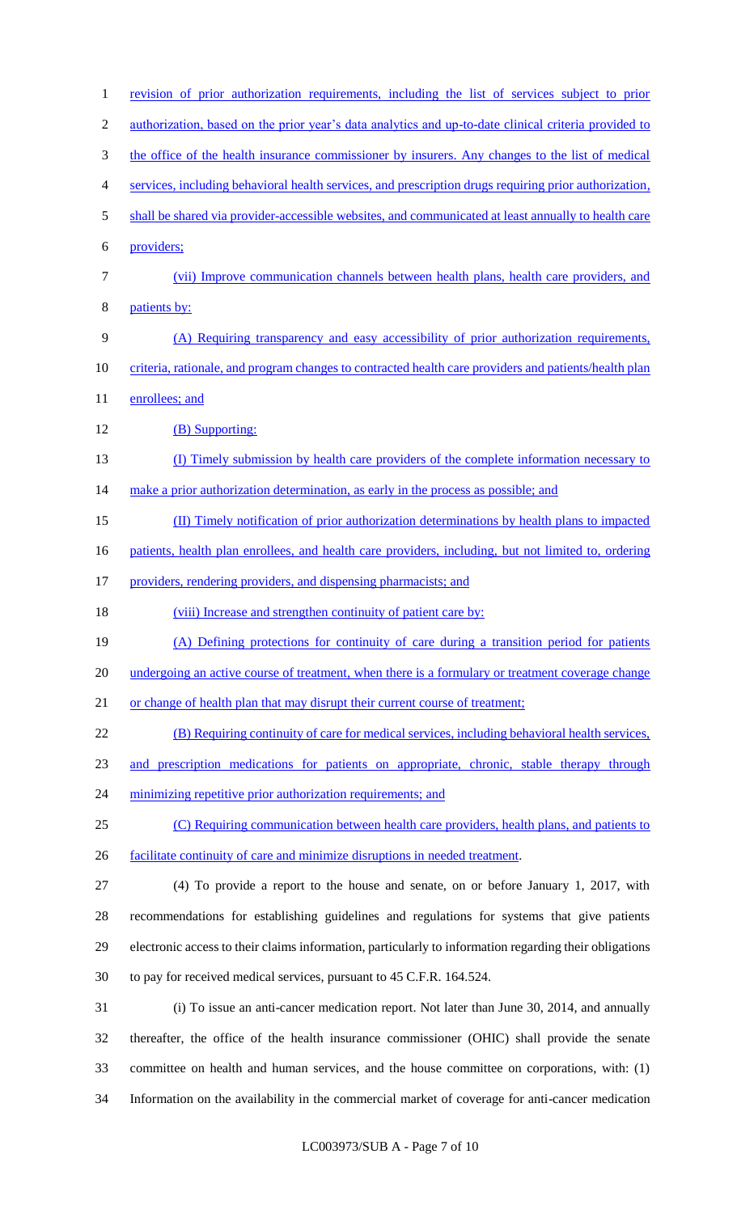revision of prior authorization requirements, including the list of services subject to prior authorization, based on the prior year's data analytics and up-to-date clinical criteria provided to the office of the health insurance commissioner by insurers. Any changes to the list of medical services, including behavioral health services, and prescription drugs requiring prior authorization, shall be shared via provider-accessible websites, and communicated at least annually to health care providers;

(vii) Improve communication channels between health plans, health care providers, and patients by:

(A) Requiring transparency and easy accessibility of prior authorization requirements, criteria, rationale, and program changes to contracted health care providers and patients/health plan enrollees; and

(B) Supporting:

(I) Timely submission by health care providers of the complete information necessary to make a prior authorization determination, as early in the process as possible; and

(II) Timely notification of prior authorization determinations by health plans to impacted patients, health plan enrollees, and health care providers, including, but not limited to, ordering providers, rendering providers, and dispensing pharmacists; and

(viii) Increase and strengthen continuity of patient care by:

(A) Defining protections for continuity of care during a transition period for patients undergoing an active course of treatment, when there is a formulary or treatment coverage change or change of health plan that may disrupt their current course of treatment;

(B) Requiring continuity of care for medical services, including behavioral health services, and prescription medications for patients on appropriate, chronic, stable therapy through minimizing repetitive prior authorization requirements; and

(C) Requiring communication between health care providers, health plans, and patients to facilitate continuity of care and minimize disruptions in needed treatment.

(4) To provide a report to the house and senate, on or before January 1, 2017, with recommendations for establishing guidelines and regulations for systems that give patients electronic access to their claims information, particularly to information regarding their obligations to pay for received medical services, pursuant to 45 C.F.R. 164.524.

(i) To issue an anti-cancer medication report. Not later than June 30, 2014, and annually thereafter, the office of the health insurance commissioner (OHIC) shall provide the senate committee on health and human services, and the house committee on corporations, with: (1) Information on the availability in the commercial market of coverage for anti-cancer medication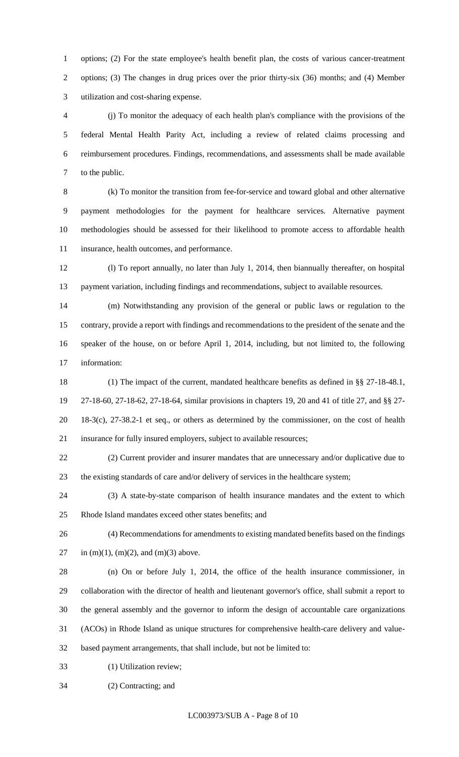options; (2) For the state employee's health benefit plan, the costs of various cancer-treatment options; (3) The changes in drug prices over the prior thirty-six (36) months; and (4) Member utilization and cost-sharing expense.

(j) To monitor the adequacy of each health plan's compliance with the provisions of the federal Mental Health Parity Act, including a review of related claims processing and reimbursement procedures. Findings, recommendations, and assessments shall be made available to the public.

(k) To monitor the transition from fee-for-service and toward global and other alternative payment methodologies for the payment for healthcare services. Alternative payment methodologies should be assessed for their likelihood to promote access to affordable health insurance, health outcomes, and performance.

(l) To report annually, no later than July 1, 2014, then biannually thereafter, on hospital payment variation, including findings and recommendations, subject to available resources.

(m) Notwithstanding any provision of the general or public laws or regulation to the contrary, provide a report with findings and recommendations to the president of the senate and the speaker of the house, on or before April 1, 2014, including, but not limited to, the following information:

(1) The impact of the current, mandated healthcare benefits as defined in §§ 27-18-48.1, 27-18-60, 27-18-62, 27-18-64, similar provisions in chapters 19, 20 and 41 of title 27, and §§ 27-18-3(c), 27-38.2-1 et seq., or others as determined by the commissioner, on the cost of health insurance for fully insured employers, subject to available resources;

(2) Current provider and insurer mandates that are unnecessary and/or duplicative due to the existing standards of care and/or delivery of services in the healthcare system;

(3) A state-by-state comparison of health insurance mandates and the extent to which Rhode Island mandates exceed other states benefits; and

(4) Recommendations for amendments to existing mandated benefits based on the findings in (m)(1), (m)(2), and (m)(3) above.

(n) On or before July 1, 2014, the office of the health insurance commissioner, in collaboration with the director of health and lieutenant governor's office, shall submit a report to the general assembly and the governor to inform the design of accountable care organizations (ACOs) in Rhode Island as unique structures for comprehensive health-care delivery and value-based payment arrangements, that shall include, but not be limited to:

(1) Utilization review;

(2) Contracting; and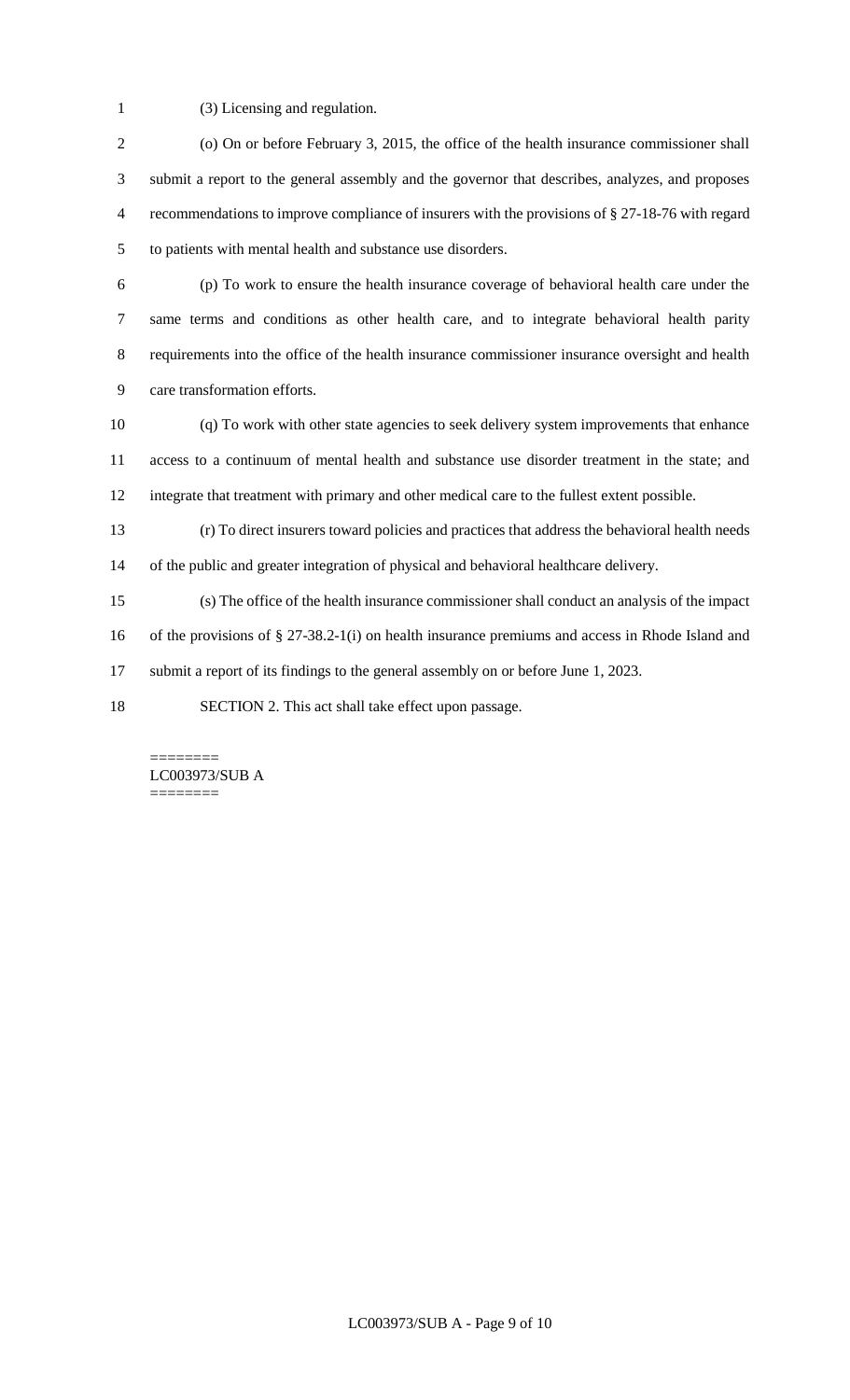(3) Licensing and regulation.

(o) On or before February 3, 2015, the office of the health insurance commissioner shall submit a report to the general assembly and the governor that describes, analyzes, and proposes recommendations to improve compliance of insurers with the provisions of § 27-18-76 with regard to patients with mental health and substance use disorders.

(p) To work to ensure the health insurance coverage of behavioral health care under the same terms and conditions as other health care, and to integrate behavioral health parity requirements into the office of the health insurance commissioner insurance oversight and health care transformation efforts.

(q) To work with other state agencies to seek delivery system improvements that enhance access to a continuum of mental health and substance use disorder treatment in the state; and integrate that treatment with primary and other medical care to the fullest extent possible.

(r) To direct insurers toward policies and practices that address the behavioral health needs of the public and greater integration of physical and behavioral healthcare delivery.

(s) The office of the health insurance commissioner shall conduct an analysis of the impact of the provisions of § 27-38.2-1(i) on health insurance premiums and access in Rhode Island and submit a report of its findings to the general assembly on or before June 1, 2023.

SECTION 2. This act shall take effect upon passage.

========
LC003973/SUB A
========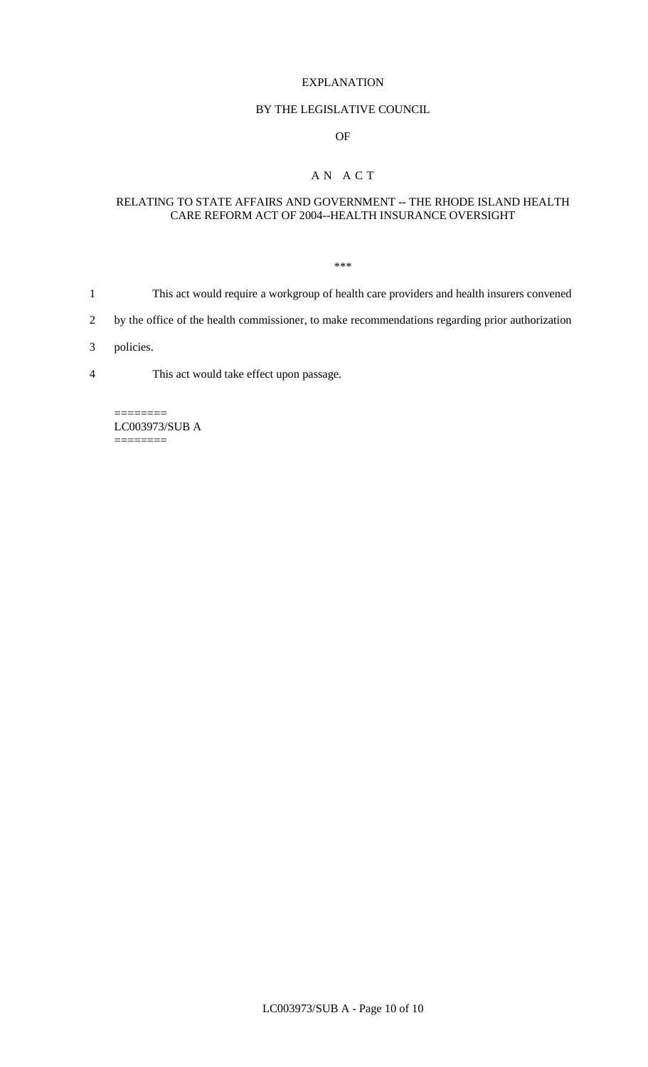EXPLANATION

BY THE LEGISLATIVE COUNCIL

OF

A N A C T

RELATING TO STATE AFFAIRS AND GOVERNMENT -- THE RHODE ISLAND HEALTH CARE REFORM ACT OF 2004--HEALTH INSURANCE OVERSIGHT

\*\*\*

1 This act would require a workgroup of health care providers and health insurers convened

2 by the office of the health commissioner, to make recommendations regarding prior authorization

3 policies.

4 This act would take effect upon passage.

========
LC003973/SUB A
========